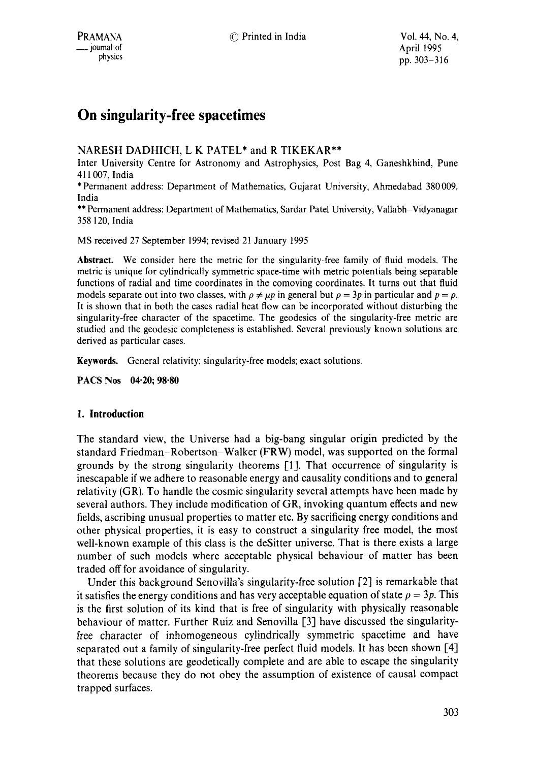# On singularity-free spacetimes

NARESH DADHICH, L K PATEL* and R TIKEKAR**

Inter University Centre for Astronomy and Astrophysics, Post Bag 4, Ganeshkhind, Pune 411 007, India

*Permanent address: Department of Mathematics, Gujarat University, Ahmedabad 380 009, India

**Permanent address: Department of Mathematics, Sardar Patel University, Vallabh–Vidyanagar 358 120, India

MS received 27 September 1994; revised 21 January 1995

**Abstract.** We consider here the metric for the singularity-free family of fluid models. The metric is unique for cylindrically symmetric space-time with metric potentials being separable functions of radial and time coordinates in the comoving coordinates. It turns out that fluid models separate out into two classes, with $\rho \neq \mu p$ in general but $\rho = 3p$ in particular and $p = \rho$. It is shown that in both the cases radial heat flow can be incorporated without disturbing the singularity-free character of the spacetime. The geodesics of the singularity-free metric are studied and the geodesic completeness is established. Several previously known solutions are derived as particular cases.

**Keywords.** General relativity; singularity-free models; exact solutions.

**PACS Nos** 04·20; 98·80

## 1. Introduction

The standard view, the Universe had a big-bang singular origin predicted by the standard Friedman–Robertson–Walker (FRW) model, was supported on the formal grounds by the strong singularity theorems [1]. That occurrence of singularity is inescapable if we adhere to reasonable energy and causality conditions and to general relativity (GR). To handle the cosmic singularity several attempts have been made by several authors. They include modification of GR, invoking quantum effects and new fields, ascribing unusual properties to matter etc. By sacrificing energy conditions and other physical properties, it is easy to construct a singularity free model, the most well-known example of this class is the deSitter universe. That is there exists a large number of such models where acceptable physical behaviour of matter has been traded off for avoidance of singularity.

Under this background Senovilla's singularity-free solution [2] is remarkable that it satisfies the energy conditions and has very acceptable equation of state $\rho = 3p$. This is the first solution of its kind that is free of singularity with physically reasonable behaviour of matter. Further Ruiz and Senovilla [3] have discussed the singularity-free character of inhomogeneous cylindrically symmetric spacetime and have separated out a family of singularity-free perfect fluid models. It has been shown [4] that these solutions are geodetically complete and are able to escape the singularity theorems because they do not obey the assumption of existence of causal compact trapped surfaces.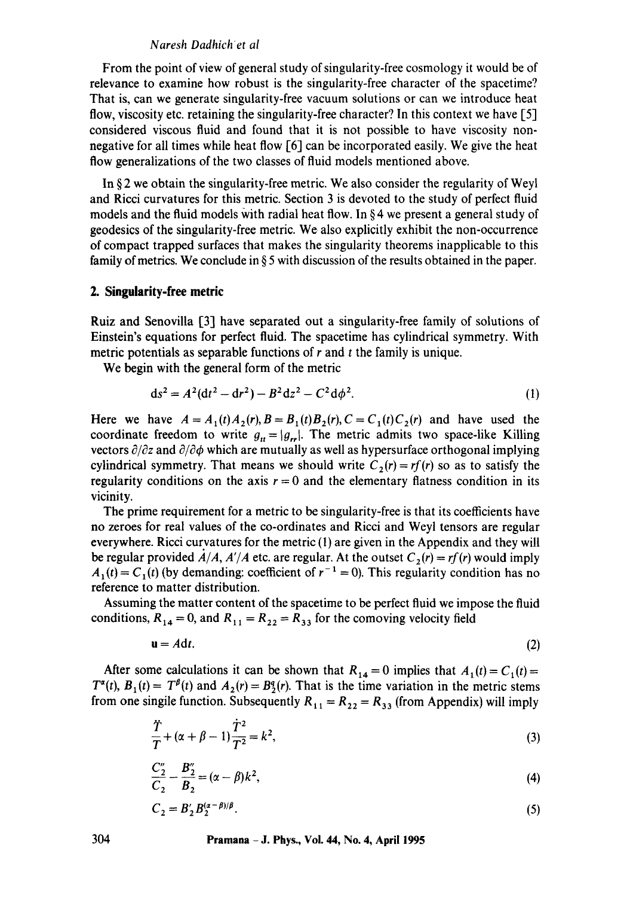From the point of view of general study of singularity-free cosmology it would be of relevance to examine how robust is the singularity-free character of the spacetime? That is, can we generate singularity-free vacuum solutions or can we introduce heat flow, viscosity etc. retaining the singularity-free character? In this context we have [5] considered viscous fluid and found that it is not possible to have viscosity non-negative for all times while heat flow [6] can be incorporated easily. We give the heat flow generalizations of the two classes of fluid models mentioned above.

In § 2 we obtain the singularity-free metric. We also consider the regularity of Weyl and Ricci curvatures for this metric. Section 3 is devoted to the study of perfect fluid models and the fluid models with radial heat flow. In § 4 we present a general study of geodesics of the singularity-free metric. We also explicitly exhibit the non-occurrence of compact trapped surfaces that makes the singularity theorems inapplicable to this family of metrics. We conclude in § 5 with discussion of the results obtained in the paper.

## 2. Singularity-free metric

Ruiz and Senovilla [3] have separated out a singularity-free family of solutions of Einstein's equations for perfect fluid. The spacetime has cylindrical symmetry. With metric potentials as separable functions of $r$ and $t$ the family is unique.

We begin with the general form of the metric

$$ds^2 = A^2(dt^2 - dr^2) - B^2 dz^2 - C^2 d\phi^2. \tag{1}$$

Here we have $A = A_1(t)A_2(r), B = B_1(t)B_2(r), C = C_1(t)C_2(r)$ and have used the coordinate freedom to write $g_{tt} = |g_{rr}|$. The metric admits two space-like Killing vectors $\partial/\partial z$ and $\partial/\partial\phi$ which are mutually as well as hypersurface orthogonal implying cylindrical symmetry. That means we should write $C_2(r) = rf(r)$ so as to satisfy the regularity conditions on the axis $r = 0$ and the elementary flatness condition in its vicinity.

The prime requirement for a metric to be singularity-free is that its coefficients have no zeroes for real values of the co-ordinates and Ricci and Weyl tensors are regular everywhere. Ricci curvatures for the metric (1) are given in the Appendix and they will be regular provided $\dot{A}/A$, $A'/A$ etc. are regular. At the outset $C_2(r) = rf(r)$ would imply $A_1(t) = C_1(t)$ (by demanding: coefficient of $r^{-1} = 0$). This regularity condition has no reference to matter distribution.

Assuming the matter content of the spacetime to be perfect fluid we impose the fluid conditions, $R_{14} = 0$, and $R_{11} = R_{22} = R_{33}$ for the comoving velocity field

$$\mathbf{u} = A dt. \tag{2}$$

After some calculations it can be shown that $R_{14} = 0$ implies that $A_1(t) = C_1(t) = T^{\alpha}(t)$, $B_1(t) = T^{\beta}(t)$ and $A_2(r) = B_2^q(r)$. That is the time variation in the metric stems from one single function. Subsequently $R_{11} = R_{22} = R_{33}$ (from Appendix) will imply

$$\frac{\ddot{T}}{T} + (\alpha + \beta - 1)\frac{\dot{T}^2}{T^2} = k^2, \tag{3}$$

$$\frac{C_2''}{C_2} - \frac{B_2''}{B_2} = (\alpha - \beta)k^2, \tag{4}$$

$$C_2 = B_2' B_2^{(\alpha - \beta)/\beta}. \tag{5}$$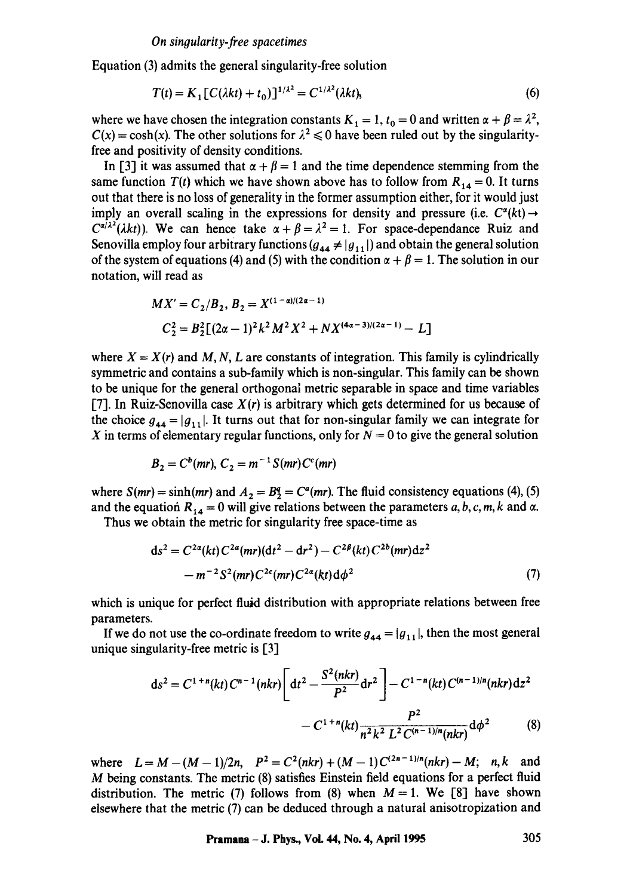Equation (3) admits the general singularity-free solution

$$T(t) = K_1[C(\lambda kt) + t_0)]^{1/\lambda^2} = C^{1/\lambda^2}(\lambda kt), \tag{6}$$

where we have chosen the integration constants $K_1 = 1$, $t_0 = 0$ and written $\alpha + \beta = \lambda^2$, $C(x) = \cosh(x)$. The other solutions for $\lambda^2 \leqslant 0$ have been ruled out by the singularity-free and positivity of density conditions.

In [3] it was assumed that $\alpha + \beta = 1$ and the time dependence stemming from the same function $T(t)$ which we have shown above has to follow from $R_{14} = 0$. It turns out that there is no loss of generality in the former assumption either, for it would just imply an overall scaling in the expressions for density and pressure (i.e. $C^{\alpha}(kt) \to C^{\alpha/\lambda^2}(\lambda kt)$). We can hence take $\alpha + \beta = \lambda^2 = 1$. For space-dependance Ruiz and Senovilla employ four arbitrary functions ($g_{44} \neq |g_{11}|$) and obtain the general solution of the system of equations (4) and (5) with the condition $\alpha + \beta = 1$. The solution in our notation, will read as

$$MX' = C_2/B_2, \; B_2 = X^{(1-\alpha)/(2\alpha-1)}$$

$$C_2^2 = B_2^2[(2\alpha - 1)^2 k^2 M^2 X^2 + N X^{(4\alpha-3)/(2\alpha-1)} - L]$$

where $X = X(r)$ and $M, N, L$ are constants of integration. This family is cylindrically symmetric and contains a sub-family which is non-singular. This family can be shown to be unique for the general orthogonal metric separable in space and time variables [7]. In Ruiz-Senovilla case $X(r)$ is arbitrary which gets determined for us because of the choice $g_{44} = |g_{11}|$. It turns out that for non-singular family we can integrate for $X$ in terms of elementary regular functions, only for $N = 0$ to give the general solution

$$B_2 = C^b(mr), \; C_2 = m^{-1} S(mr) C^c(mr)$$

where $S(mr) = \sinh(mr)$ and $A_2 = B_2^q = C^a(mr)$. The fluid consistency equations (4), (5) and the equation $R_{14} = 0$ will give relations between the parameters $a, b, c, m, k$ and $\alpha$.

Thus we obtain the metric for singularity free space-time as

$$\begin{aligned} ds^2 = {} & C^{2\alpha}(kt) C^{2a}(mr)(dt^2 - dr^2) - C^{2\beta}(kt) C^{2b}(mr) dz^2 \\ & - m^{-2} S^2(mr) C^{2c}(mr) C^{2\alpha}(kt) d\phi^2 \end{aligned} \tag{7}$$

which is unique for perfect fluid distribution with appropriate relations between free parameters.

If we do not use the co-ordinate freedom to write $g_{44} = |g_{11}|$, then the most general unique singularity-free metric is [3]

$$\begin{aligned} ds^2 = {} & C^{1+n}(kt) C^{n-1}(nkr)\left[dt^2 - \frac{S^2(nkr)}{P^2} dr^2\right] - C^{1-n}(kt) C^{(n-1)/n}(nkr) dz^2 \\ & - C^{1+n}(kt) \frac{P^2}{n^2 k^2 L^2 C^{(n-1)/n}(nkr)} d\phi^2 \end{aligned} \tag{8}$$

where $L = M - (M-1)/2n$, $P^2 = C^2(nkr) + (M-1) C^{(2n-1)/n}(nkr) - M$; $n, k$ and $M$ being constants. The metric (8) satisfies Einstein field equations for a perfect fluid distribution. The metric (7) follows from (8) when $M = 1$. We [8] have shown elsewhere that the metric (7) can be deduced through a natural anisotropization and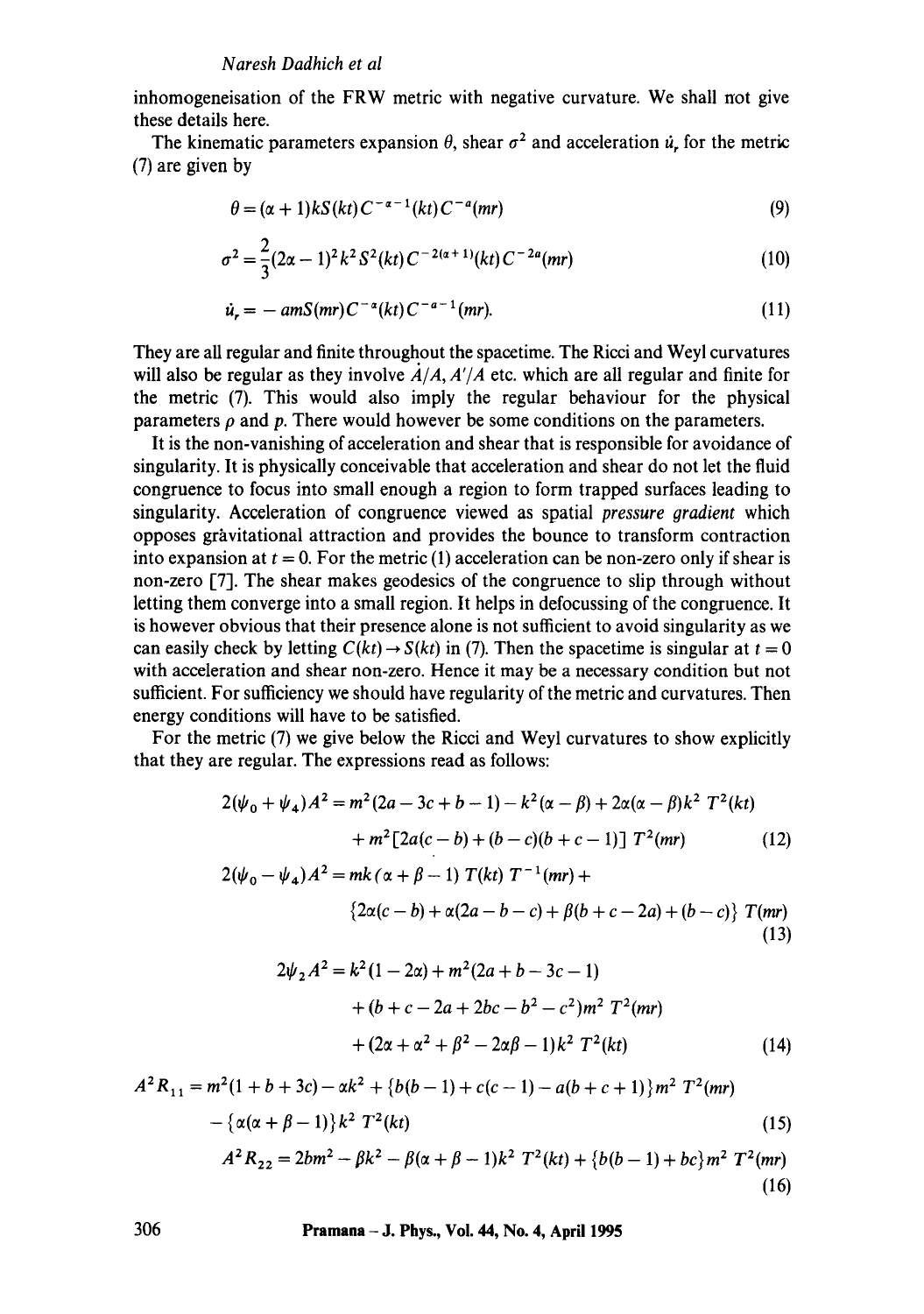inhomogeneisation of the FRW metric with negative curvature. We shall not give these details here.

The kinematic parameters expansion $\theta$, shear $\sigma^2$ and acceleration $\dot{u}_r$ for the metric (7) are given by

$$\theta = (\alpha + 1)kS(kt)C^{-\alpha-1}(kt)C^{-a}(mr) \tag{9}$$

$$\sigma^2 = \frac{2}{3}(2\alpha - 1)^2 k^2 S^2(kt) C^{-2(\alpha+1)}(kt) C^{-2a}(mr) \tag{10}$$

$$\dot{u}_r = -amS(mr)C^{-\alpha}(kt)C^{-a-1}(mr). \tag{11}$$

They are all regular and finite throughout the spacetime. The Ricci and Weyl curvatures will also be regular as they involve $\dot{A}/A$, $A'/A$ etc. which are all regular and finite for the metric (7). This would also imply the regular behaviour for the physical parameters $\rho$ and $p$. There would however be some conditions on the parameters.

It is the non-vanishing of acceleration and shear that is responsible for avoidance of singularity. It is physically conceivable that acceleration and shear do not let the fluid congruence to focus into small enough a region to form trapped surfaces leading to singularity. Acceleration of congruence viewed as spatial *pressure gradient* which opposes gravitational attraction and provides the bounce to transform contraction into expansion at $t = 0$. For the metric (1) acceleration can be non-zero only if shear is non-zero [7]. The shear makes geodesics of the congruence to slip through without letting them converge into a small region. It helps in defocussing of the congruence. It is however obvious that their presence alone is not sufficient to avoid singularity as we can easily check by letting $C(kt) \to S(kt)$ in (7). Then the spacetime is singular at $t = 0$ with acceleration and shear non-zero. Hence it may be a necessary condition but not sufficient. For sufficiency we should have regularity of the metric and curvatures. Then energy conditions will have to be satisfied.

For the metric (7) we give below the Ricci and Weyl curvatures to show explicitly that they are regular. The expressions read as follows:

$$\begin{aligned} 2(\psi_0 + \psi_4)A^2 &= m^2(2a - 3c + b - 1) - k^2(\alpha - \beta) + 2\alpha(\alpha - \beta)k^2\, T^2(kt) \\ &\quad + m^2[2a(c - b) + (b - c)(b + c - 1)]\, T^2(mr) \end{aligned} \tag{12}$$

$$\begin{aligned} 2(\psi_0 - \psi_4)A^2 &= mk(\alpha + \beta - 1)\, T(kt)\, T^{-1}(mr) + \\ &\quad \{2\alpha(c - b) + \alpha(2a - b - c) + \beta(b + c - 2a) + (b - c)\}\, T(mr) \end{aligned} \tag{13}$$

$$\begin{aligned} 2\psi_2 A^2 &= k^2(1 - 2\alpha) + m^2(2a + b - 3c - 1) \\ &\quad + (b + c - 2a + 2bc - b^2 - c^2)m^2\, T^2(mr) \\ &\quad + (2\alpha + \alpha^2 + \beta^2 - 2\alpha\beta - 1)k^2\, T^2(kt) \end{aligned} \tag{14}$$

$$\begin{aligned} A^2 R_{11} &= m^2(1 + b + 3c) - \alpha k^2 + \{b(b - 1) + c(c - 1) - a(b + c + 1)\}m^2\, T^2(mr) \\ &\quad - \{\alpha(\alpha + \beta - 1)\}k^2\, T^2(kt) \end{aligned} \tag{15}$$

$$A^2 R_{22} = 2bm^2 - \beta k^2 - \beta(\alpha + \beta - 1)k^2\, T^2(kt) + \{b(b - 1) + bc\}m^2\, T^2(mr) \tag{16}$$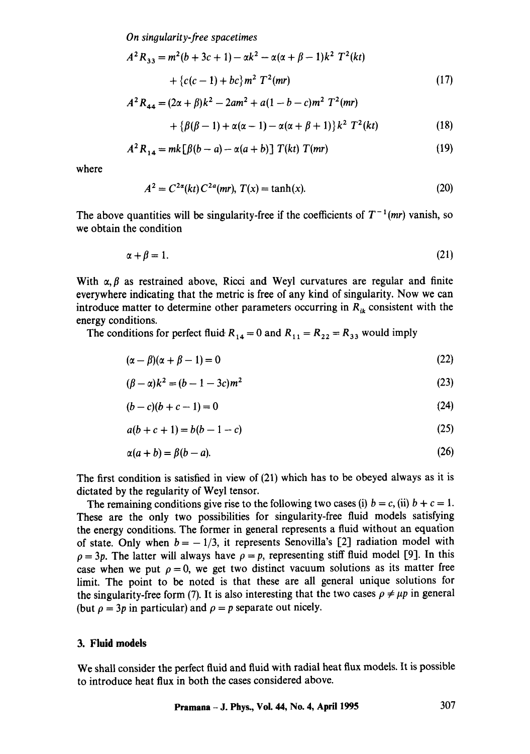$$A^2 R_{33} = m^2(b + 3c + 1) - \alpha k^2 - \alpha(\alpha + \beta - 1)k^2\, T^2(kt)$$

$$+ \{c(c-1) + bc\} m^2\, T^2(mr) \tag{17}$$

$$A^2 R_{44} = (2\alpha + \beta)k^2 - 2am^2 + a(1 - b - c)m^2\, T^2(mr)$$

$$+ \{\beta(\beta - 1) + \alpha(\alpha - 1) - \alpha(\alpha + \beta + 1)\} k^2\, T^2(kt) \tag{18}$$

$$A^2 R_{14} = mk[\beta(b - a) - \alpha(a + b)]\, T(kt)\, T(mr) \tag{19}$$

where

$$A^2 = C^{2\alpha}(kt) C^{2a}(mr), \; T(x) = \tanh(x). \tag{20}$$

The above quantities will be singularity-free if the coefficients of $T^{-1}(mr)$ vanish, so we obtain the condition

$$\alpha + \beta = 1. \tag{21}$$

With $\alpha, \beta$ as restrained above, Ricci and Weyl curvatures are regular and finite everywhere indicating that the metric is free of any kind of singularity. Now we can introduce matter to determine other parameters occurring in $R_{ik}$ consistent with the energy conditions.

The conditions for perfect fluid $R_{14} = 0$ and $R_{11} = R_{22} = R_{33}$ would imply

$$(\alpha - \beta)(\alpha + \beta - 1) = 0 \tag{22}$$

$$(\beta - \alpha)k^2 = (b - 1 - 3c)m^2 \tag{23}$$

$$(b - c)(b + c - 1) = 0 \tag{24}$$

$$a(b + c + 1) = b(b - 1 - c) \tag{25}$$

$$\alpha(a + b) = \beta(b - a). \tag{26}$$

The first condition is satisfied in view of (21) which has to be obeyed always as it is dictated by the regularity of Weyl tensor.

The remaining conditions give rise to the following two cases (i) $b = c$, (ii) $b + c = 1$. These are the only two possibilities for singularity-free fluid models satisfying the energy conditions. The former in general represents a fluid without an equation of state. Only when $b = -1/3$, it represents Senovilla's [2] radiation model with $\rho = 3p$. The latter will always have $\rho = p$, representing stiff fluid model [9]. In this case when we put $\rho = 0$, we get two distinct vacuum solutions as its matter free limit. The point to be noted is that these are all general unique solutions for the singularity-free form (7). It is also interesting that the two cases $\rho \neq \mu p$ in general (but $\rho = 3p$ in particular) and $\rho = p$ separate out nicely.

## 3. Fluid models

We shall consider the perfect fluid and fluid with radial heat flux models. It is possible to introduce heat flux in both the cases considered above.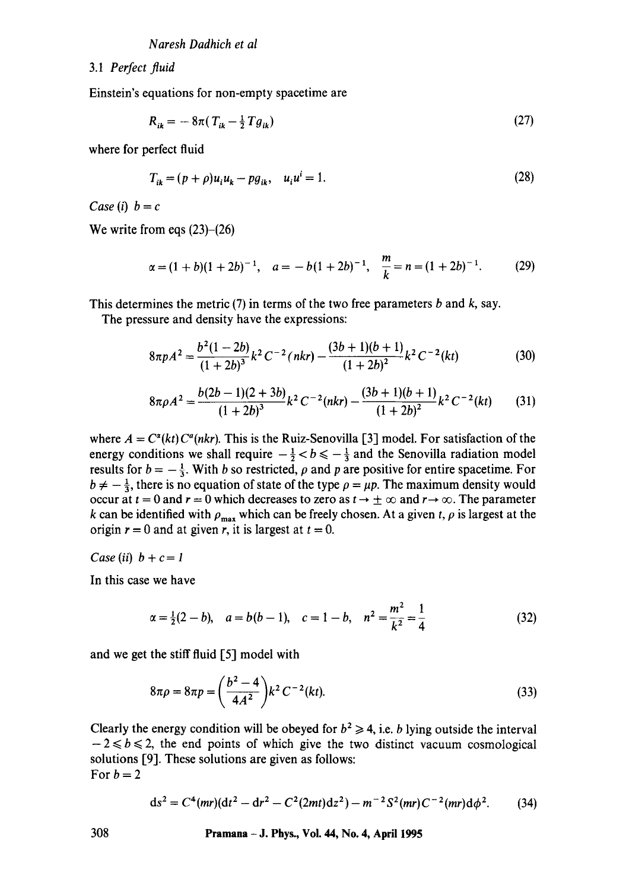### 3.1 *Perfect fluid*

Einstein's equations for non-empty spacetime are

$$R_{ik} = -8\pi(T_{ik} - \tfrac{1}{2}Tg_{ik}) \tag{27}$$

where for perfect fluid

$$T_{ik} = (p+\rho)u_i u_k - pg_{ik}, \quad u_i u^i = 1. \tag{28}$$

*Case (i)* $b = c$

We write from eqs (23)–(26)

$$\alpha = (1+b)(1+2b)^{-1}, \quad a = -b(1+2b)^{-1}, \quad \frac{m}{k} = n = (1+2b)^{-1}. \tag{29}$$

This determines the metric (7) in terms of the two free parameters $b$ and $k$, say.

The pressure and density have the expressions:

$$8\pi p A^2 = \frac{b^2(1-2b)}{(1+2b)^3}k^2 C^{-2}(nkr) - \frac{(3b+1)(b+1)}{(1+2b)^2}k^2 C^{-2}(kt) \tag{30}$$

$$8\pi \rho A^2 = \frac{b(2b-1)(2+3b)}{(1+2b)^3}k^2 C^{-2}(nkr) - \frac{(3b+1)(b+1)}{(1+2b)^2}k^2 C^{-2}(kt) \tag{31}$$

where $A = C^{\alpha}(kt)C^{a}(nkr)$. This is the Ruiz-Senovilla [3] model. For satisfaction of the energy conditions we shall require $-\frac{1}{2} < b \leqslant -\frac{1}{3}$ and the Senovilla radiation model results for $b = -\frac{1}{3}$. With $b$ so restricted, $\rho$ and $p$ are positive for entire spacetime. For $b \neq -\frac{1}{3}$, there is no equation of state of the type $\rho = \mu p$. The maximum density would occur at $t = 0$ and $r = 0$ which decreases to zero as $t \to \pm\infty$ and $r \to \infty$. The parameter $k$ can be identified with $\rho_{\max}$ which can be freely chosen. At a given $t$, $\rho$ is largest at the origin $r = 0$ and at given $r$, it is largest at $t = 0$.

*Case (ii)* $b + c = 1$

In this case we have

$$\alpha = \tfrac{1}{2}(2-b), \quad a = b(b-1), \quad c = 1-b, \quad n^2 = \frac{m^2}{k^2} = \frac{1}{4} \tag{32}$$

and we get the stiff fluid [5] model with

$$8\pi\rho = 8\pi p = \left(\frac{b^2-4}{4A^2}\right)k^2 C^{-2}(kt). \tag{33}$$

Clearly the energy condition will be obeyed for $b^2 \geqslant 4$, i.e. $b$ lying outside the interval $-2 \leqslant b \leqslant 2$, the end points of which give the two distinct vacuum cosmological solutions [9]. These solutions are given as follows:

For $b = 2$

$$ds^2 = C^4(mr)(dt^2 - dr^2 - C^2(2mt)dz^2) - m^{-2}S^2(mr)C^{-2}(mr)d\phi^2. \tag{34}$$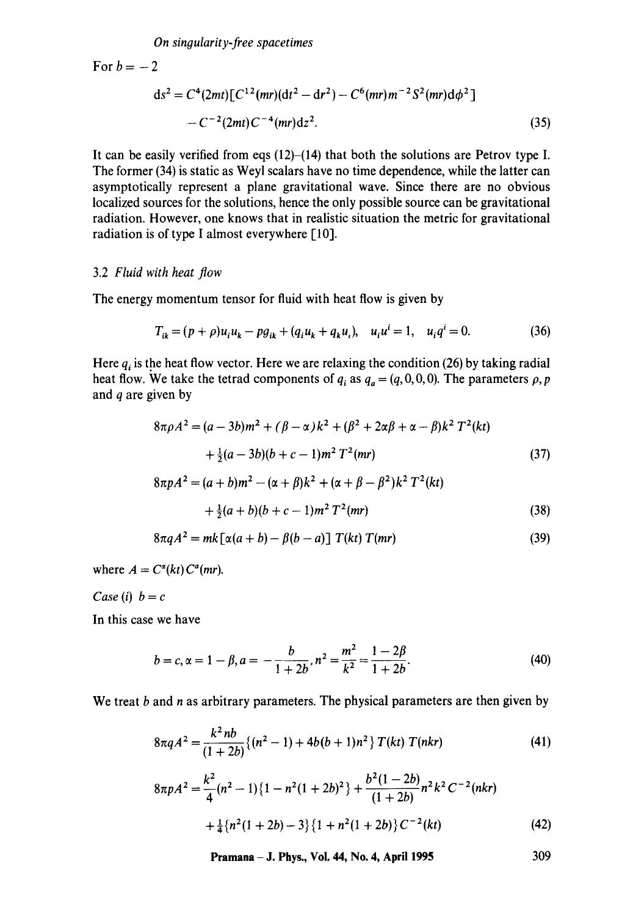For $b = -2$

$$
\begin{aligned}
ds^2 &= C^4(2mt)[C^{12}(mr)(dt^2 - dr^2) - C^6(mr)m^{-2}S^2(mr)d\phi^2] \\
&\quad - C^{-2}(2mt)C^{-4}(mr)dz^2.
\end{aligned}
\tag{35}
$$

It can be easily verified from eqs (12)–(14) that both the solutions are Petrov type I. The former (34) is static as Weyl scalars have no time dependence, while the latter can asymptotically represent a plane gravitational wave. Since there are no obvious localized sources for the solutions, hence the only possible source can be gravitational radiation. However, one knows that in realistic situation the metric for gravitational radiation is of type I almost everywhere [10].

### 3.2 *Fluid with heat flow*

The energy momentum tensor for fluid with heat flow is given by

$$
T_{ik} = (p + \rho)u_i u_k - p g_{ik} + (q_i u_k + q_k u_i), \quad u_i u^i = 1, \quad u_i q^i = 0. \tag{36}
$$

Here $q_i$ is the heat flow vector. Here we are relaxing the condition (26) by taking radial heat flow. We take the tetrad components of $q_i$ as $q_a = (q, 0, 0, 0)$. The parameters $\rho, p$ and $q$ are given by

$$
\begin{aligned}
8\pi\rho A^2 &= (a - 3b)m^2 + (\beta - \alpha)k^2 + (\beta^2 + 2\alpha\beta + \alpha - \beta)k^2 T^2(kt) \\
&\quad + \tfrac{1}{2}(a - 3b)(b + c - 1)m^2 T^2(mr)
\end{aligned}
\tag{37}
$$

$$
\begin{aligned}
8\pi p A^2 &= (a + b)m^2 - (\alpha + \beta)k^2 + (\alpha + \beta - \beta^2)k^2 T^2(kt) \\
&\quad + \tfrac{1}{2}(a + b)(b + c - 1)m^2 T^2(mr)
\end{aligned}
\tag{38}
$$

$$
8\pi q A^2 = mk[\alpha(a + b) - \beta(b - a)]\, T(kt)\, T(mr) \tag{39}
$$

where $A = C^\alpha(kt)C^a(mr)$.

*Case (i)* $b = c$

In this case we have

$$
b = c, \alpha = 1 - \beta, a = -\frac{b}{1 + 2b}, n^2 = \frac{m^2}{k^2} = \frac{1 - 2\beta}{1 + 2b}. \tag{40}
$$

We treat $b$ and $n$ as arbitrary parameters. The physical parameters are then given by

$$
8\pi q A^2 = \frac{k^2 nb}{(1 + 2b)}\{(n^2 - 1) + 4b(b + 1)n^2\}\, T(kt)\, T(nkr) \tag{41}
$$

$$
\begin{aligned}
8\pi p A^2 &= \frac{k^2}{4}(n^2 - 1)\{1 - n^2(1 + 2b)^2\} + \frac{b^2(1 - 2b)}{(1 + 2b)} n^2 k^2 C^{-2}(nkr) \\
&\quad + \tfrac{1}{4}\{n^2(1 + 2b) - 3\}\{1 + n^2(1 + 2b)\}C^{-2}(kt)
\end{aligned}
\tag{42}
$$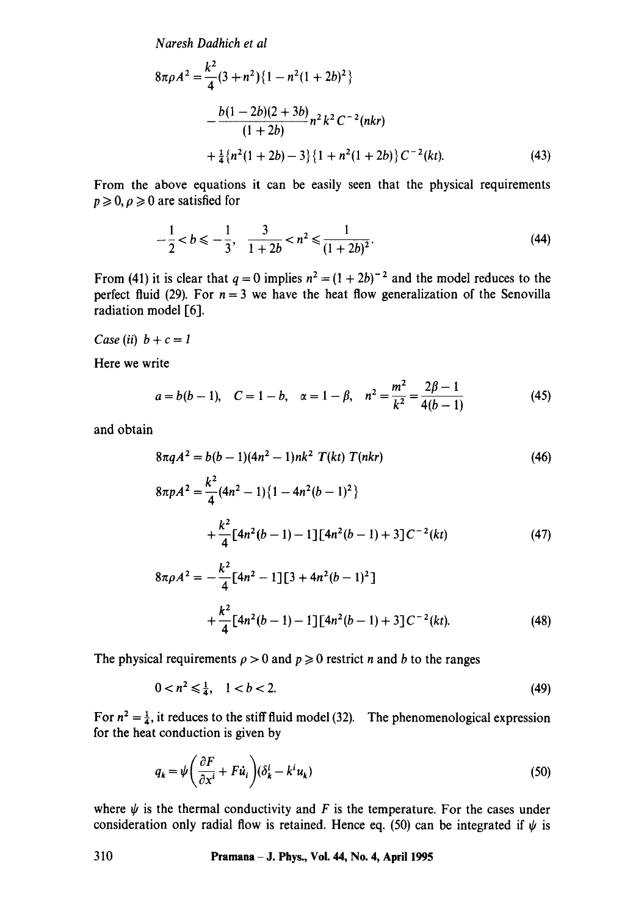$$8\pi\rho A^2 = \frac{k^2}{4}(3 + n^2)\{1 - n^2(1+2b)^2\}$$
$$- \frac{b(1-2b)(2+3b)}{(1+2b)} n^2 k^2 C^{-2}(nkr)$$
$$+ \tfrac{1}{4}\{n^2(1+2b) - 3\}\{1 + n^2(1+2b)\} C^{-2}(kt). \tag{43}$$

From the above equations it can be easily seen that the physical requirements $p \geqslant 0, \rho \geqslant 0$ are satisfied for

$$-\frac{1}{2} < b \leqslant -\frac{1}{3}, \quad \frac{3}{1+2b} < n^2 \leqslant \frac{1}{(1+2b)^2}. \tag{44}$$

From (41) it is clear that $q = 0$ implies $n^2 = (1+2b)^{-2}$ and the model reduces to the perfect fluid (29). For $n = 3$ we have the heat flow generalization of the Senovilla radiation model [6].

*Case (ii) $b + c = 1$*

Here we write

$$a = b(b-1), \quad C = 1 - b, \quad \alpha = 1 - \beta, \quad n^2 = \frac{m^2}{k^2} = \frac{2\beta - 1}{4(b-1)} \tag{45}$$

and obtain

$$8\pi q A^2 = b(b-1)(4n^2 - 1)nk^2\, T(kt)\, T(nkr) \tag{46}$$

$$8\pi p A^2 = \frac{k^2}{4}(4n^2 - 1)\{1 - 4n^2(b-1)^2\}$$
$$+ \frac{k^2}{4}[4n^2(b-1) - 1][4n^2(b-1) + 3]C^{-2}(kt) \tag{47}$$

$$8\pi\rho A^2 = -\frac{k^2}{4}[4n^2 - 1][3 + 4n^2(b-1)^2]$$
$$+ \frac{k^2}{4}[4n^2(b-1) - 1][4n^2(b-1) + 3]C^{-2}(kt). \tag{48}$$

The physical requirements $\rho > 0$ and $p \geqslant 0$ restrict $n$ and $b$ to the ranges

$$0 < n^2 \leqslant \tfrac{1}{4}, \quad 1 < b < 2. \tag{49}$$

For $n^2 = \frac{1}{4}$, it reduces to the stiff fluid model (32). The phenomenological expression for the heat conduction is given by

$$q_k = \psi\left(\frac{\partial F}{\partial x^i} + F\dot{u}_i\right)(\delta^i_k - k^i u_k) \tag{50}$$

where $\psi$ is the thermal conductivity and $F$ is the temperature. For the cases under consideration only radial flow is retained. Hence eq. (50) can be integrated if $\psi$ is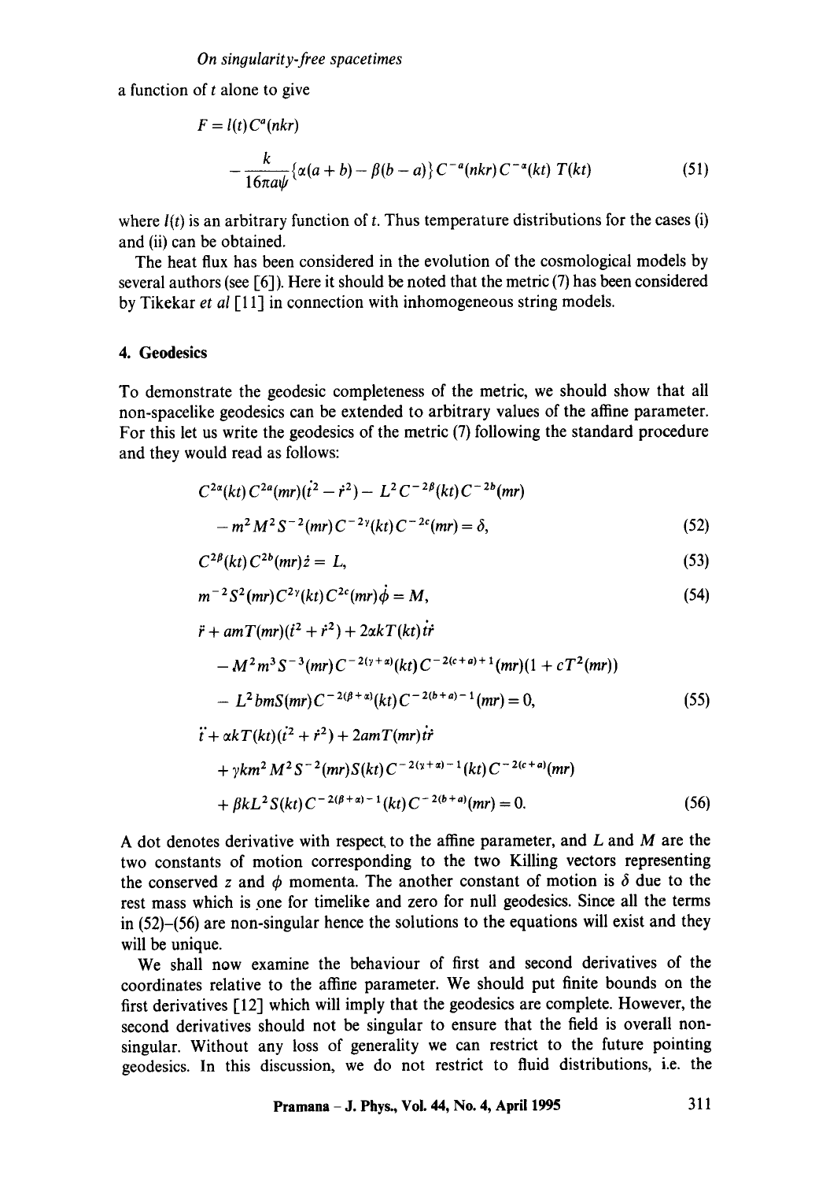a function of $t$ alone to give

$$F = l(t)C^{a}(nkr) - \frac{k}{16\pi a\psi}\{\alpha(a+b) - \beta(b-a)\}C^{-a}(nkr)C^{-\alpha}(kt)\,T(kt) \tag{51}$$

where $l(t)$ is an arbitrary function of $t$. Thus temperature distributions for the cases (i) and (ii) can be obtained.

The heat flux has been considered in the evolution of the cosmological models by several authors (see [6]). Here it should be noted that the metric (7) has been considered by Tikekar *et al* [11] in connection with inhomogeneous string models.

## 4. Geodesics

To demonstrate the geodesic completeness of the metric, we should show that all non-spacelike geodesics can be extended to arbitrary values of the affine parameter. For this let us write the geodesics of the metric (7) following the standard procedure and they would read as follows:

$$C^{2\alpha}(kt)C^{2a}(mr)(\dot{t}^2 - \dot{r}^2) - L^2 C^{-2\beta}(kt)C^{-2b}(mr) - m^2 M^2 S^{-2}(mr)C^{-2\gamma}(kt)C^{-2c}(mr) = \delta, \tag{52}$$

$$C^{2\beta}(kt)C^{2b}(mr)\dot{z} = L, \tag{53}$$

$$m^{-2}S^2(mr)C^{2\gamma}(kt)C^{2c}(mr)\dot{\phi} = M, \tag{54}$$

$$\ddot{r} + amT(mr)(\dot{t}^2 + \dot{r}^2) + 2\alpha kT(kt)\dot{t}\dot{r} - M^2 m^3 S^{-3}(mr)C^{-2(\gamma+\alpha)}(kt)C^{-2(c+a)+1}(mr)(1 + cT^2(mr)) - L^2 bmS(mr)C^{-2(\beta+\alpha)}(kt)C^{-2(b+a)-1}(mr) = 0, \tag{55}$$

$$\ddot{t} + \alpha kT(kt)(\dot{t}^2 + \dot{r}^2) + 2amT(mr)\dot{t}\dot{r} + \gamma km^2 M^2 S^{-2}(mr)S(kt)C^{-2(\gamma+\alpha)-1}(kt)C^{-2(c+a)}(mr) + \beta kL^2 S(kt)C^{-2(\beta+\alpha)-1}(kt)C^{-2(b+a)}(mr) = 0. \tag{56}$$

A dot denotes derivative with respect to the affine parameter, and $L$ and $M$ are the two constants of motion corresponding to the two Killing vectors representing the conserved $z$ and $\phi$ momenta. The another constant of motion is $\delta$ due to the rest mass which is one for timelike and zero for null geodesics. Since all the terms in (52)–(56) are non-singular hence the solutions to the equations will exist and they will be unique.

We shall now examine the behaviour of first and second derivatives of the coordinates relative to the affine parameter. We should put finite bounds on the first derivatives [12] which will imply that the geodesics are complete. However, the second derivatives should not be singular to ensure that the field is overall non-singular. Without any loss of generality we can restrict to the future pointing geodesics. In this discussion, we do not restrict to fluid distributions, i.e. the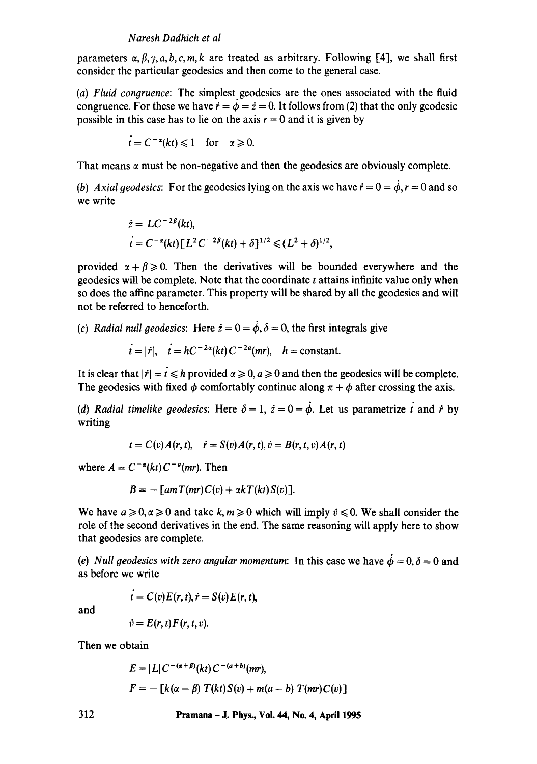parameters $\alpha, \beta, \gamma, a, b, c, m, k$ are treated as arbitrary. Following [4], we shall first consider the particular geodesics and then come to the general case.

(*a*) *Fluid congruence*: The simplest geodesics are the ones associated with the fluid congruence. For these we have $\dot{r} = \dot{\phi} = \dot{z} = 0$. It follows from (2) that the only geodesic possible in this case has to lie on the axis $r = 0$ and it is given by

$$\dot{t} = C^{-\alpha}(kt) \leqslant 1 \quad \text{for} \quad \alpha \geqslant 0.$$

That means $\alpha$ must be non-negative and then the geodesics are obviously complete.

(*b*) *Axial geodesics*: For the geodesics lying on the axis we have $\dot{r} = 0 = \dot{\phi}, r = 0$ and so we write

$$\dot{z} = LC^{-2\beta}(kt),$$

$$\dot{t} = C^{-\alpha}(kt)[L^2 C^{-2\beta}(kt) + \delta]^{1/2} \leqslant (L^2 + \delta)^{1/2},$$

provided $\alpha + \beta \geqslant 0$. Then the derivatives will be bounded everywhere and the geodesics will be complete. Note that the coordinate $t$ attains infinite value only when so does the affine parameter. This property will be shared by all the geodesics and will not be referred to henceforth.

(*c*) *Radial null geodesics*: Here $\dot{z} = 0 = \dot{\phi}, \delta = 0$, the first integrals give

$$\dot{t} = |\dot{r}|, \quad \dot{t} = hC^{-2\alpha}(kt)C^{-2a}(mr), \quad h = \text{constant}.$$

It is clear that $|\dot{r}| = \dot{t} \leqslant h$ provided $\alpha \geqslant 0, a \geqslant 0$ and then the geodesics will be complete. The geodesics with fixed $\phi$ comfortably continue along $\pi + \phi$ after crossing the axis.

(*d*) *Radial timelike geodesics*: Here $\delta = 1$, $\dot{z} = 0 = \dot{\phi}$. Let us parametrize $\dot{t}$ and $\dot{r}$ by writing

$$\dot{t} = C(v)A(r,t), \quad \dot{r} = S(v)A(r,t), \dot{v} = B(r,t,v)A(r,t)$$

where $A = C^{-\alpha}(kt)C^{-a}(mr)$. Then

$$B = -[amT(mr)C(v) + \alpha kT(kt)S(v)].$$

We have $a \geqslant 0, \alpha \geqslant 0$ and take $k, m \geqslant 0$ which will imply $\dot{v} \leqslant 0$. We shall consider the role of the second derivatives in the end. The same reasoning will apply here to show that geodesics are complete.

(*e*) *Null geodesics with zero angular momentum*: In this case we have $\dot{\phi} = 0, \delta = 0$ and as before we write

$$\dot{t} = C(v)E(r,t), \dot{r} = S(v)E(r,t),$$

and

$$\dot{v} = E(r,t)F(r,t,v).$$

Then we obtain

$$E = |L|C^{-(\alpha+\beta)}(kt)C^{-(a+b)}(mr),$$

$$F = -[k(\alpha - \beta)\, T(kt)S(v) + m(a-b)\, T(mr)C(v)]$$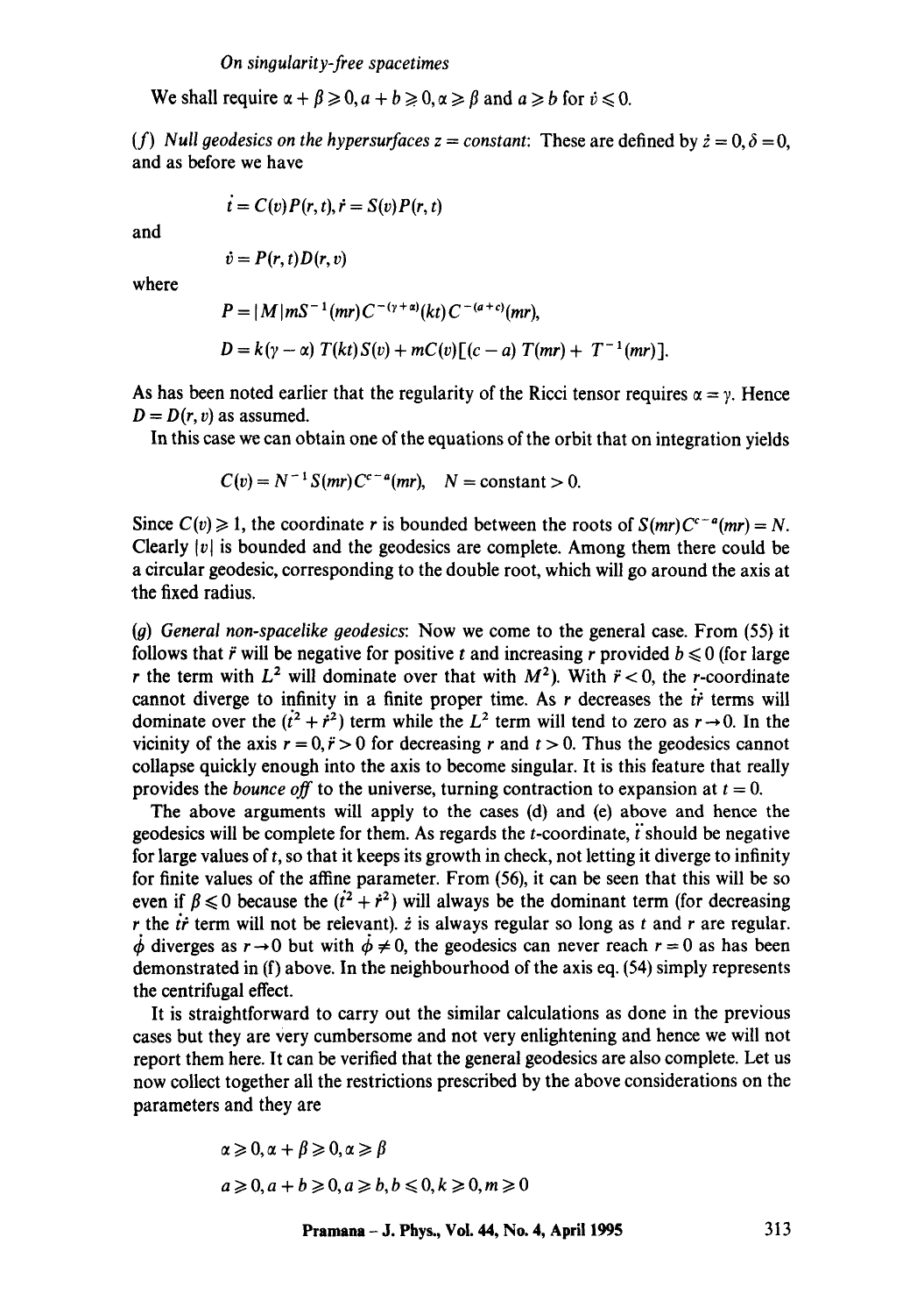We shall require $\alpha + \beta \geqslant 0, a + b \geqslant 0, \alpha \geqslant \beta$ and $a \geqslant b$ for $\dot{v} \leqslant 0$.

(*f*) *Null geodesics on the hypersurfaces z = constant*: These are defined by $\dot{z} = 0, \delta = 0$, and as before we have

$$\dot{t} = C(v)P(r,t), \dot{r} = S(v)P(r,t)$$

and

$$\dot{v} = P(r,t)D(r,v)$$

where

$$P = |M| mS^{-1}(mr)C^{-(\gamma+\alpha)}(kt)C^{-(a+c)}(mr),$$

$$D = k(\gamma - \alpha)\, T(kt)S(v) + mC(v)[(c-a)\, T(mr) + \, T^{-1}(mr)].$$

As has been noted earlier that the regularity of the Ricci tensor requires $\alpha = \gamma$. Hence $D = D(r, v)$ as assumed.

In this case we can obtain one of the equations of the orbit that on integration yields

$$C(v) = N^{-1} S(mr) C^{c-a}(mr), \quad N = \text{constant} > 0.$$

Since $C(v) \geqslant 1$, the coordinate $r$ is bounded between the roots of $S(mr)C^{c-a}(mr) = N$. Clearly $|v|$ is bounded and the geodesics are complete. Among them there could be a circular geodesic, corresponding to the double root, which will go around the axis at the fixed radius.

(*g*) *General non-spacelike geodesics*: Now we come to the general case. From (55) it follows that $\ddot{r}$ will be negative for positive $t$ and increasing $r$ provided $b \leqslant 0$ (for large $r$ the term with $L^2$ will dominate over that with $M^2$). With $\ddot{r} < 0$, the $r$-coordinate cannot diverge to infinity in a finite proper time. As $r$ decreases the $\dot{t}\dot{r}$ terms will dominate over the $(\dot{t}^2 + \dot{r}^2)$ term while the $L^2$ term will tend to zero as $r \to 0$. In the vicinity of the axis $r = 0, \ddot{r} > 0$ for decreasing $r$ and $t > 0$. Thus the geodesics cannot collapse quickly enough into the axis to become singular. It is this feature that really provides the *bounce off* to the universe, turning contraction to expansion at $t = 0$.

The above arguments will apply to the cases (d) and (e) above and hence the geodesics will be complete for them. As regards the $t$-coordinate, $\ddot{t}$ should be negative for large values of $t$, so that it keeps its growth in check, not letting it diverge to infinity for finite values of the affine parameter. From (56), it can be seen that this will be so even if $\beta \leqslant 0$ because the $(\dot{t}^2 + \dot{r}^2)$ will always be the dominant term (for decreasing $r$ the $\dot{t}\dot{r}$ term will not be relevant). $\dot{z}$ is always regular so long as $t$ and $r$ are regular. $\dot{\phi}$ diverges as $r \to 0$ but with $\dot{\phi} \neq 0$, the geodesics can never reach $r = 0$ as has been demonstrated in (f) above. In the neighbourhood of the axis eq. (54) simply represents the centrifugal effect.

It is straightforward to carry out the similar calculations as done in the previous cases but they are very cumbersome and not very enlightening and hence we will not report them here. It can be verified that the general geodesics are also complete. Let us now collect together all the restrictions prescribed by the above considerations on the parameters and they are

$$\alpha \geqslant 0, \alpha + \beta \geqslant 0, \alpha \geqslant \beta$$

$$a \geqslant 0, a + b \geqslant 0, a \geqslant b, b \leqslant 0, k \geqslant 0, m \geqslant 0$$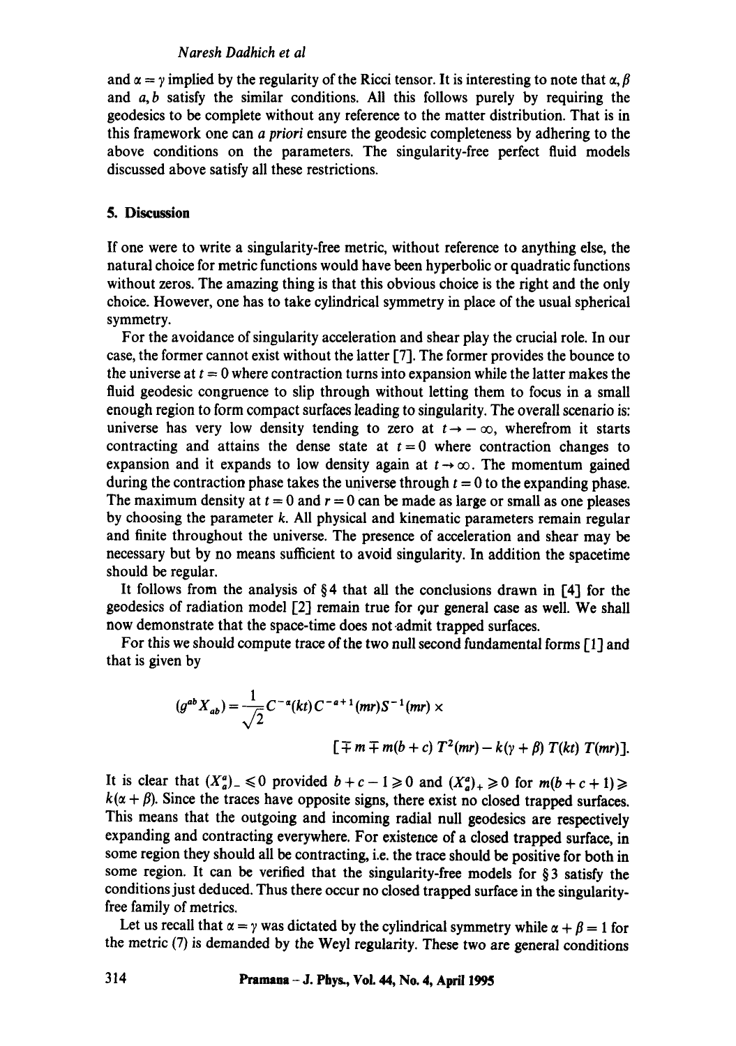and $\alpha = \gamma$ implied by the regularity of the Ricci tensor. It is interesting to note that $\alpha, \beta$ and $a, b$ satisfy the similar conditions. All this follows purely by requiring the geodesics to be complete without any reference to the matter distribution. That is in this framework one can *a priori* ensure the geodesic completeness by adhering to the above conditions on the parameters. The singularity-free perfect fluid models discussed above satisfy all these restrictions.

## 5. Discussion

If one were to write a singularity-free metric, without reference to anything else, the natural choice for metric functions would have been hyperbolic or quadratic functions without zeros. The amazing thing is that this obvious choice is the right and the only choice. However, one has to take cylindrical symmetry in place of the usual spherical symmetry.

For the avoidance of singularity acceleration and shear play the crucial role. In our case, the former cannot exist without the latter [7]. The former provides the bounce to the universe at $t = 0$ where contraction turns into expansion while the latter makes the fluid geodesic congruence to slip through without letting them to focus in a small enough region to form compact surfaces leading to singularity. The overall scenario is: universe has very low density tending to zero at $t \to -\infty$, wherefrom it starts contracting and attains the dense state at $t = 0$ where contraction changes to expansion and it expands to low density again at $t \to \infty$. The momentum gained during the contraction phase takes the universe through $t = 0$ to the expanding phase. The maximum density at $t = 0$ and $r = 0$ can be made as large or small as one pleases by choosing the parameter $k$. All physical and kinematic parameters remain regular and finite throughout the universe. The presence of acceleration and shear may be necessary but by no means sufficient to avoid singularity. In addition the spacetime should be regular.

It follows from the analysis of §4 that all the conclusions drawn in [4] for the geodesics of radiation model [2] remain true for our general case as well. We shall now demonstrate that the space-time does not admit trapped surfaces.

For this we should compute trace of the two null second fundamental forms [1] and that is given by

$$(g^{ab} X_{ab}) = \frac{1}{\sqrt{2}} C^{-\alpha}(kt) C^{-a+1}(mr) S^{-1}(mr) \times \left[ \mp m \mp m(b+c) T^2(mr) - k(\gamma + \beta) T(kt) T(mr) \right].$$

It is clear that $(X^a_a)_- \leqslant 0$ provided $b + c - 1 \geqslant 0$ and $(X^a_a)_+ \geqslant 0$ for $m(b + c + 1) \geqslant k(\alpha + \beta)$. Since the traces have opposite signs, there exist no closed trapped surfaces. This means that the outgoing and incoming radial null geodesics are respectively expanding and contracting everywhere. For existence of a closed trapped surface, in some region they should all be contracting, i.e. the trace should be positive for both in some region. It can be verified that the singularity-free models for §3 satisfy the conditions just deduced. Thus there occur no closed trapped surface in the singularity-free family of metrics.

Let us recall that $\alpha = \gamma$ was dictated by the cylindrical symmetry while $\alpha + \beta = 1$ for the metric (7) is demanded by the Weyl regularity. These two are general conditions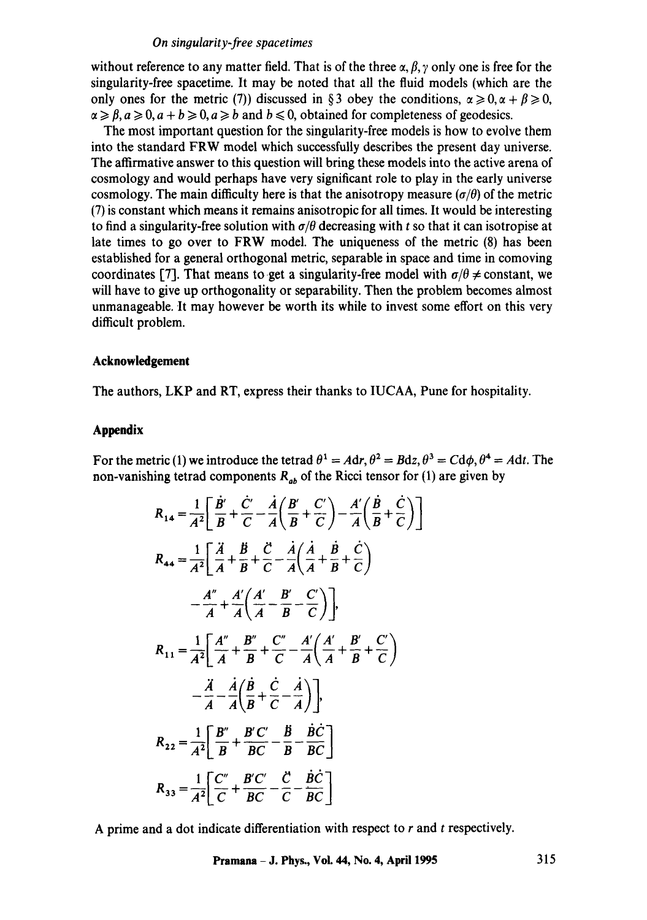without reference to any matter field. That is of the three $\alpha, \beta, \gamma$ only one is free for the singularity-free spacetime. It may be noted that all the fluid models (which are the only ones for the metric (7)) discussed in §3 obey the conditions, $\alpha \geqslant 0, \alpha + \beta \geqslant 0, \alpha \geqslant \beta, a \geqslant 0, a + b \geqslant 0, a \geqslant b$ and $b \leqslant 0$, obtained for completeness of geodesics.

The most important question for the singularity-free models is how to evolve them into the standard FRW model which successfully describes the present day universe. The affirmative answer to this question will bring these models into the active arena of cosmology and would perhaps have very significant role to play in the early universe cosmology. The main difficulty here is that the anisotropy measure $(\sigma/\theta)$ of the metric (7) is constant which means it remains anisotropic for all times. It would be interesting to find a singularity-free solution with $\sigma/\theta$ decreasing with $t$ so that it can isotropise at late times to go over to FRW model. The uniqueness of the metric (8) has been established for a general orthogonal metric, separable in space and time in comoving coordinates [7]. That means to get a singularity-free model with $\sigma/\theta \neq$ constant, we will have to give up orthogonality or separability. Then the problem becomes almost unmanageable. It may however be worth its while to invest some effort on this very difficult problem.

## Acknowledgement

The authors, LKP and RT, express their thanks to IUCAA, Pune for hospitality.

## Appendix

For the metric (1) we introduce the tetrad $\theta^1 = A\mathrm{d}r, \theta^2 = B\mathrm{d}z, \theta^3 = C\mathrm{d}\phi, \theta^4 = A\mathrm{d}t$. The non-vanishing tetrad components $R_{ab}$ of the Ricci tensor for (1) are given by

$$R_{14} = \frac{1}{A^2}\left[\frac{\dot{B}'}{B} + \frac{\dot{C}'}{C} - \frac{\dot{A}}{A}\left(\frac{B'}{B} + \frac{C'}{C}\right) - \frac{A'}{A}\left(\frac{\dot{B}}{B} + \frac{\dot{C}}{C}\right)\right]$$

$$R_{44} = \frac{1}{A^2}\left[\frac{\ddot{A}}{A} + \frac{\ddot{B}}{B} + \frac{\ddot{C}}{C} - \frac{\dot{A}}{A}\left(\frac{\dot{A}}{A} + \frac{\dot{B}}{B} + \frac{\dot{C}}{C}\right)\right.$$
$$\left. - \frac{A''}{A} + \frac{A'}{A}\left(\frac{A'}{A} - \frac{B'}{B} - \frac{C'}{C}\right)\right],$$

$$R_{11} = \frac{1}{A^2}\left[\frac{A''}{A} + \frac{B''}{B} + \frac{C''}{C} - \frac{A'}{A}\left(\frac{A'}{A} + \frac{B'}{B} + \frac{C'}{C}\right)\right.$$
$$\left. - \frac{\ddot{A}}{A} - \frac{\dot{A}}{A}\left(\frac{\dot{B}}{B} + \frac{\dot{C}}{C} - \frac{\dot{A}}{A}\right)\right],$$

$$R_{22} = \frac{1}{A^2}\left[\frac{B''}{B} + \frac{B'C'}{BC} - \frac{\ddot{B}}{B} - \frac{\dot{B}\dot{C}}{BC}\right]$$

$$R_{33} = \frac{1}{A^2}\left[\frac{C''}{C} + \frac{B'C'}{BC} - \frac{\ddot{C}}{C} - \frac{\dot{B}\dot{C}}{BC}\right]$$

A prime and a dot indicate differentiation with respect to $r$ and $t$ respectively.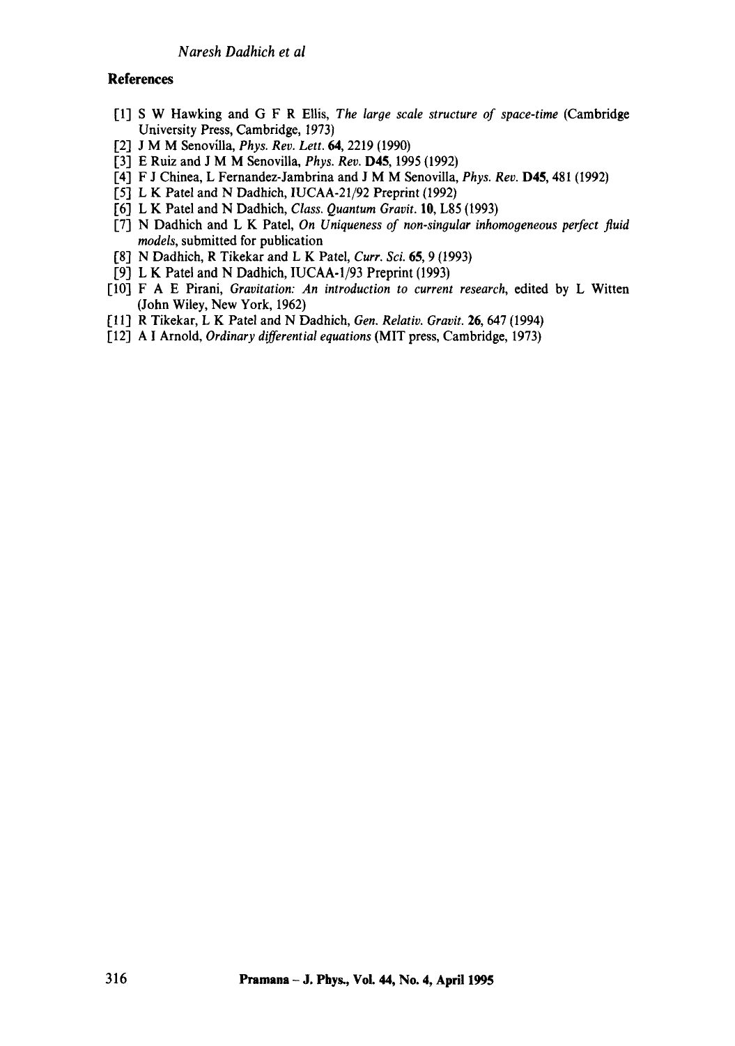## References

[1] S W Hawking and G F R Ellis, *The large scale structure of space-time* (Cambridge University Press, Cambridge, 1973)

[2] J M M Senovilla, *Phys. Rev. Lett.* **64**, 2219 (1990)

[3] E Ruiz and J M M Senovilla, *Phys. Rev.* **D45**, 1995 (1992)

[4] F J Chinea, L Fernandez-Jambrina and J M M Senovilla, *Phys. Rev.* **D45**, 481 (1992)

[5] L K Patel and N Dadhich, IUCAA-21/92 Preprint (1992)

[6] L K Patel and N Dadhich, *Class. Quantum Gravit.* **10**, L85 (1993)

[7] N Dadhich and L K Patel, *On Uniqueness of non-singular inhomogeneous perfect fluid models*, submitted for publication

[8] N Dadhich, R Tikekar and L K Patel, *Curr. Sci.* **65**, 9 (1993)

[9] L K Patel and N Dadhich, IUCAA-1/93 Preprint (1993)

[10] F A E Pirani, *Gravitation: An introduction to current research*, edited by L Witten (John Wiley, New York, 1962)

[11] R Tikekar, L K Patel and N Dadhich, *Gen. Relativ. Gravit.* **26**, 647 (1994)

[12] A I Arnold, *Ordinary differential equations* (MIT press, Cambridge, 1973)